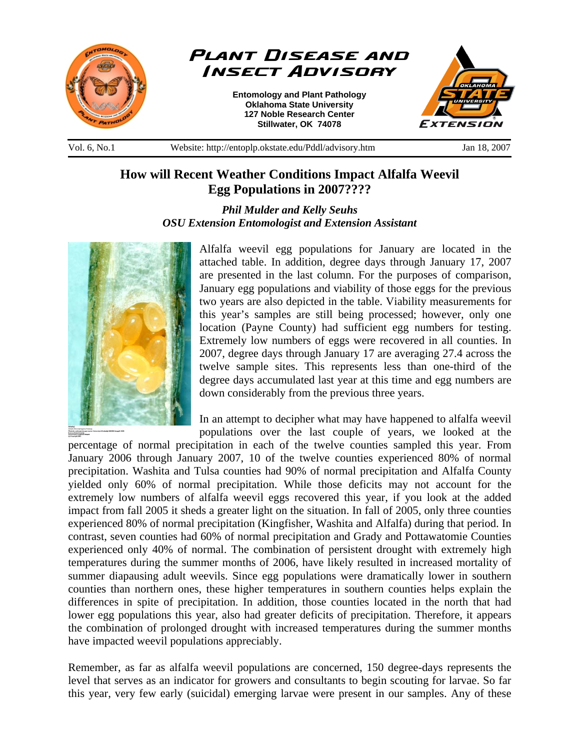# How will Recent Weather Conditions Impact Alfalfa Weevil Egg Populations in 2007????

***Phil Mulder and Kelly Seuhs***
***OSU Extension Entomologist and Extension Assistant***

Alfalfa weevil egg populations for January are located in the attached table. In addition, degree days through January 17, 2007 are presented in the last column. For the purposes of comparison, January egg populations and viability of those eggs for the previous two years are also depicted in the table. Viability measurements for this year's samples are still being processed; however, only one location (Payne County) had sufficient egg numbers for testing. Extremely low numbers of eggs were recovered in all counties. In 2007, degree days through January 17 are averaging 27.4 across the twelve sample sites. This represents less than one-third of the degree days accumulated last year at this time and egg numbers are down considerably from the previous three years.

In an attempt to decipher what may have happened to alfalfa weevil populations over the last couple of years, we looked at the percentage of normal precipitation in each of the twelve counties sampled this year. From January 2006 through January 2007, 10 of the twelve counties experienced 80% of normal precipitation. Washita and Tulsa counties had 90% of normal precipitation and Alfalfa County yielded only 60% of normal precipitation. While those deficits may not account for the extremely low numbers of alfalfa weevil eggs recovered this year, if you look at the added impact from fall 2005 it sheds a greater light on the situation. In fall of 2005, only three counties experienced 80% of normal precipitation (Kingfisher, Washita and Alfalfa) during that period. In contrast, seven counties had 60% of normal precipitation and Grady and Pottawatomie Counties experienced only 40% of normal. The combination of persistent drought with extremely high temperatures during the summer months of 2006, have likely resulted in increased mortality of summer diapausing adult weevils. Since egg populations were dramatically lower in southern counties than northern ones, these higher temperatures in southern counties helps explain the differences in spite of precipitation. In addition, those counties located in the north that had lower egg populations this year, also had greater deficits of precipitation. Therefore, it appears the combination of prolonged drought with increased temperatures during the summer months have impacted weevil populations appreciably.

Remember, as far as alfalfa weevil populations are concerned, 150 degree-days represents the level that serves as an indicator for growers and consultants to begin scouting for larvae. So far this year, very few early (suicidal) emerging larvae were present in our samples. Any of these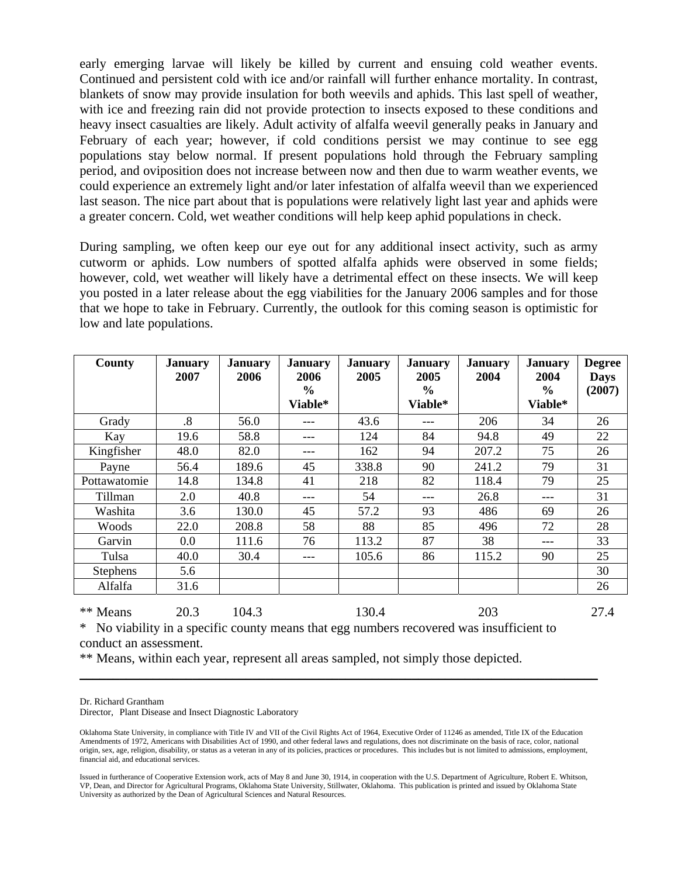early emerging larvae will likely be killed by current and ensuing cold weather events. Continued and persistent cold with ice and/or rainfall will further enhance mortality. In contrast, blankets of snow may provide insulation for both weevils and aphids. This last spell of weather, with ice and freezing rain did not provide protection to insects exposed to these conditions and heavy insect casualties are likely. Adult activity of alfalfa weevil generally peaks in January and February of each year; however, if cold conditions persist we may continue to see egg populations stay below normal. If present populations hold through the February sampling period, and oviposition does not increase between now and then due to warm weather events, we could experience an extremely light and/or later infestation of alfalfa weevil than we experienced last season. The nice part about that is populations were relatively light last year and aphids were a greater concern. Cold, wet weather conditions will help keep aphid populations in check.

During sampling, we often keep our eye out for any additional insect activity, such as army cutworm or aphids. Low numbers of spotted alfalfa aphids were observed in some fields; however, cold, wet weather will likely have a detrimental effect on these insects. We will keep you posted in a later release about the egg viabilities for the January 2006 samples and for those that we hope to take in February. Currently, the outlook for this coming season is optimistic for low and late populations.

| County | January 2007 | January 2006 | January 2006 % Viable* | January 2005 | January 2005 % Viable* | January 2004 | January 2004 % Viable* | Degree Days (2007) |
|---|---|---|---|---|---|---|---|---|
| Grady | .8 | 56.0 | --- | 43.6 | --- | 206 | 34 | 26 |
| Kay | 19.6 | 58.8 | --- | 124 | 84 | 94.8 | 49 | 22 |
| Kingfisher | 48.0 | 82.0 | --- | 162 | 94 | 207.2 | 75 | 26 |
| Payne | 56.4 | 189.6 | 45 | 338.8 | 90 | 241.2 | 79 | 31 |
| Pottawatomie | 14.8 | 134.8 | 41 | 218 | 82 | 118.4 | 79 | 25 |
| Tillman | 2.0 | 40.8 | --- | 54 | --- | 26.8 | --- | 31 |
| Washita | 3.6 | 130.0 | 45 | 57.2 | 93 | 486 | 69 | 26 |
| Woods | 22.0 | 208.8 | 58 | 88 | 85 | 496 | 72 | 28 |
| Garvin | 0.0 | 111.6 | 76 | 113.2 | 87 | 38 | --- | 33 |
| Tulsa | 40.0 | 30.4 | --- | 105.6 | 86 | 115.2 | 90 | 25 |
| Stephens | 5.6 | | | | | | | 30 |
| Alfalfa | 31.6 | | | | | | | 26 |
| ** Means | 20.3 | 104.3 | | 130.4 | | 203 | | 27.4 |

* No viability in a specific county means that egg numbers recovered was insufficient to conduct an assessment.

** Means, within each year, represent all areas sampled, not simply those depicted.

---

Dr. Richard Grantham
Director, Plant Disease and Insect Diagnostic Laboratory

Oklahoma State University, in compliance with Title IV and VII of the Civil Rights Act of 1964, Executive Order of 11246 as amended, Title IX of the Education Amendments of 1972, Americans with Disabilities Act of 1990, and other federal laws and regulations, does not discriminate on the basis of race, color, national origin, sex, age, religion, disability, or status as a veteran in any of its policies, practices or procedures. This includes but is not limited to admissions, employment, financial aid, and educational services.

Issued in furtherance of Cooperative Extension work, acts of May 8 and June 30, 1914, in cooperation with the U.S. Department of Agriculture, Robert E. Whitson, VP, Dean, and Director for Agricultural Programs, Oklahoma State University, Stillwater, Oklahoma. This publication is printed and issued by Oklahoma State University as authorized by the Dean of Agricultural Sciences and Natural Resources.